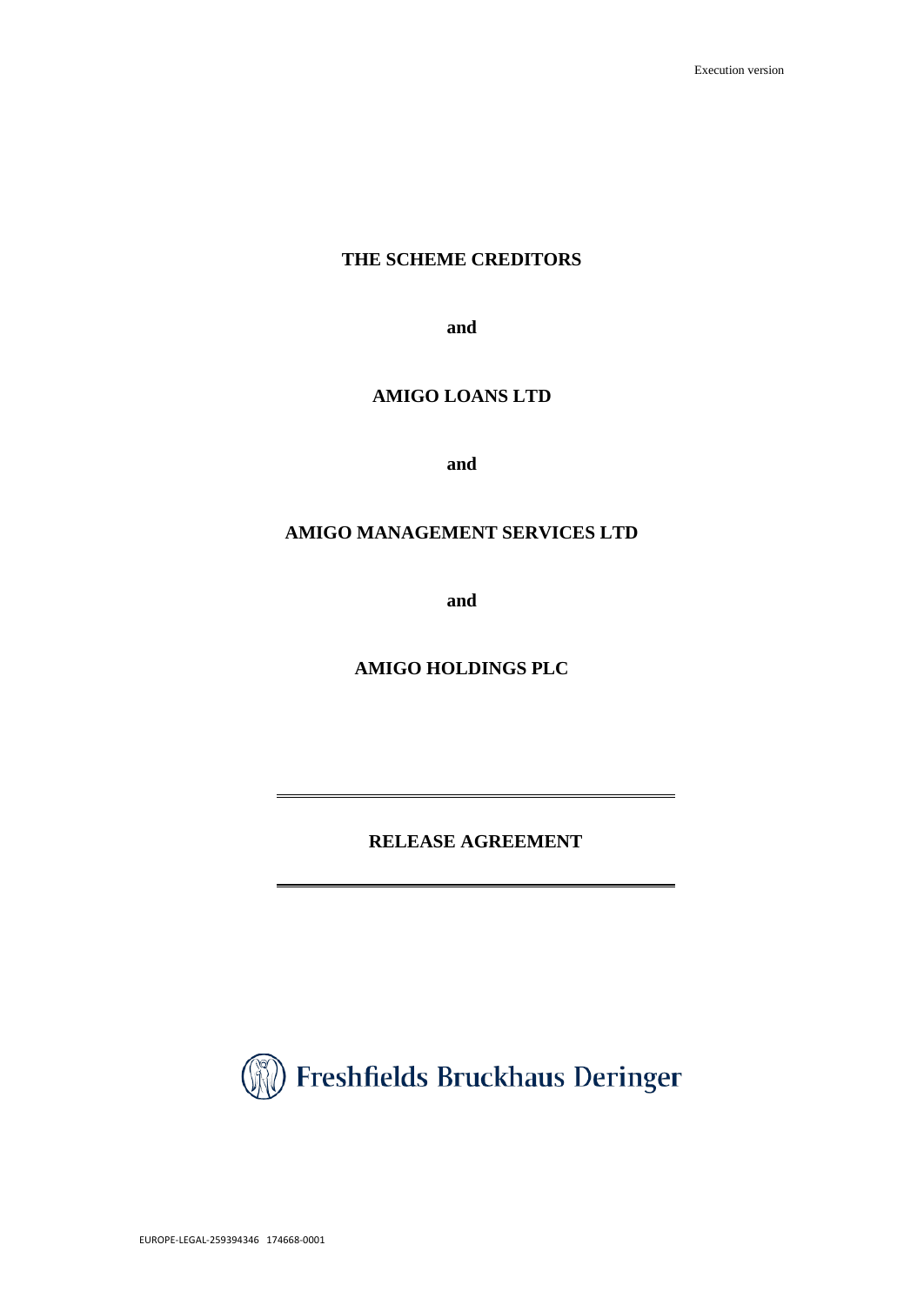Execution version

**THE SCHEME CREDITORS**

**and**

**AMIGO LOANS LTD**

**and**

**AMIGO MANAGEMENT SERVICES LTD**

**and**

**AMIGO HOLDINGS PLC**

---

# RELEASE AGREEMENT

---

Freshfields Bruckhaus Deringer

EUROPE-LEGAL-259394346 174668-0001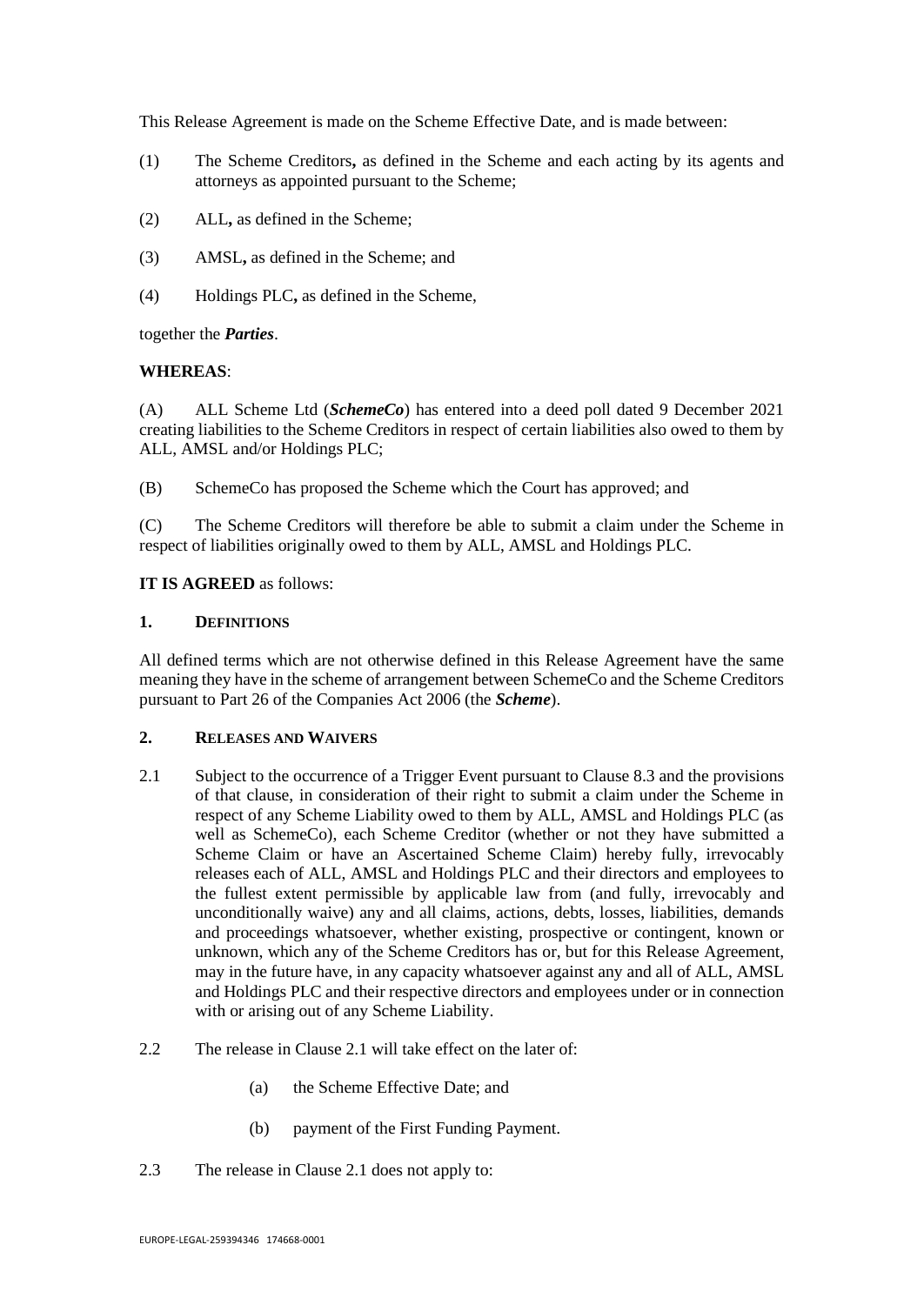This Release Agreement is made on the Scheme Effective Date, and is made between:

(1) The Scheme Creditors**,** as defined in the Scheme and each acting by its agents and attorneys as appointed pursuant to the Scheme;

(2) ALL**,** as defined in the Scheme;

(3) AMSL**,** as defined in the Scheme; and

(4) Holdings PLC**,** as defined in the Scheme,

together the ***Parties***.

**WHEREAS**:

(A) ALL Scheme Ltd (***SchemeCo***) has entered into a deed poll dated 9 December 2021 creating liabilities to the Scheme Creditors in respect of certain liabilities also owed to them by ALL, AMSL and/or Holdings PLC;

(B) SchemeCo has proposed the Scheme which the Court has approved; and

(C) The Scheme Creditors will therefore be able to submit a claim under the Scheme in respect of liabilities originally owed to them by ALL, AMSL and Holdings PLC.

**IT IS AGREED** as follows:

## 1. DEFINITIONS

All defined terms which are not otherwise defined in this Release Agreement have the same meaning they have in the scheme of arrangement between SchemeCo and the Scheme Creditors pursuant to Part 26 of the Companies Act 2006 (the ***Scheme***).

## 2. RELEASES AND WAIVERS

2.1 Subject to the occurrence of a Trigger Event pursuant to Clause 8.3 and the provisions of that clause, in consideration of their right to submit a claim under the Scheme in respect of any Scheme Liability owed to them by ALL, AMSL and Holdings PLC (as well as SchemeCo), each Scheme Creditor (whether or not they have submitted a Scheme Claim or have an Ascertained Scheme Claim) hereby fully, irrevocably releases each of ALL, AMSL and Holdings PLC and their directors and employees to the fullest extent permissible by applicable law from (and fully, irrevocably and unconditionally waive) any and all claims, actions, debts, losses, liabilities, demands and proceedings whatsoever, whether existing, prospective or contingent, known or unknown, which any of the Scheme Creditors has or, but for this Release Agreement, may in the future have, in any capacity whatsoever against any and all of ALL, AMSL and Holdings PLC and their respective directors and employees under or in connection with or arising out of any Scheme Liability.

2.2 The release in Clause 2.1 will take effect on the later of:

(a) the Scheme Effective Date; and

(b) payment of the First Funding Payment.

2.3 The release in Clause 2.1 does not apply to: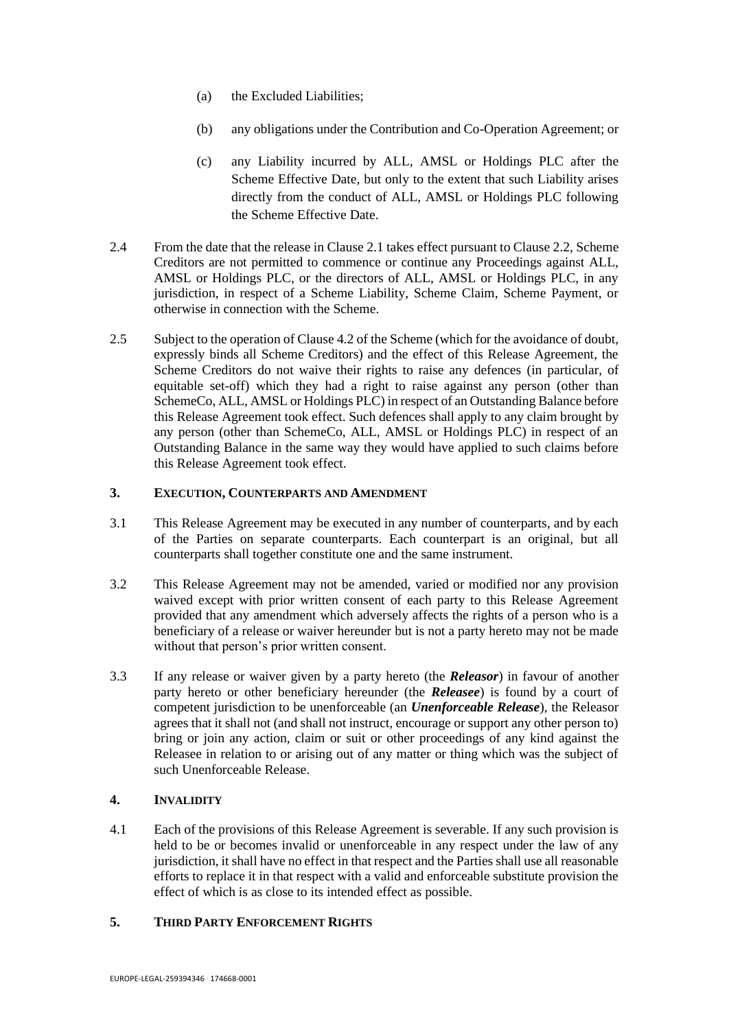(a) the Excluded Liabilities;

(b) any obligations under the Contribution and Co-Operation Agreement; or

(c) any Liability incurred by ALL, AMSL or Holdings PLC after the Scheme Effective Date, but only to the extent that such Liability arises directly from the conduct of ALL, AMSL or Holdings PLC following the Scheme Effective Date.

2.4 From the date that the release in Clause 2.1 takes effect pursuant to Clause 2.2, Scheme Creditors are not permitted to commence or continue any Proceedings against ALL, AMSL or Holdings PLC, or the directors of ALL, AMSL or Holdings PLC, in any jurisdiction, in respect of a Scheme Liability, Scheme Claim, Scheme Payment, or otherwise in connection with the Scheme.

2.5 Subject to the operation of Clause 4.2 of the Scheme (which for the avoidance of doubt, expressly binds all Scheme Creditors) and the effect of this Release Agreement, the Scheme Creditors do not waive their rights to raise any defences (in particular, of equitable set-off) which they had a right to raise against any person (other than SchemeCo, ALL, AMSL or Holdings PLC) in respect of an Outstanding Balance before this Release Agreement took effect. Such defences shall apply to any claim brought by any person (other than SchemeCo, ALL, AMSL or Holdings PLC) in respect of an Outstanding Balance in the same way they would have applied to such claims before this Release Agreement took effect.

## 3. EXECUTION, COUNTERPARTS AND AMENDMENT

3.1 This Release Agreement may be executed in any number of counterparts, and by each of the Parties on separate counterparts. Each counterpart is an original, but all counterparts shall together constitute one and the same instrument.

3.2 This Release Agreement may not be amended, varied or modified nor any provision waived except with prior written consent of each party to this Release Agreement provided that any amendment which adversely affects the rights of a person who is a beneficiary of a release or waiver hereunder but is not a party hereto may not be made without that person's prior written consent.

3.3 If any release or waiver given by a party hereto (the ***Releasor***) in favour of another party hereto or other beneficiary hereunder (the ***Releasee***) is found by a court of competent jurisdiction to be unenforceable (an ***Unenforceable Release***), the Releasor agrees that it shall not (and shall not instruct, encourage or support any other person to) bring or join any action, claim or suit or other proceedings of any kind against the Releasee in relation to or arising out of any matter or thing which was the subject of such Unenforceable Release.

## 4. INVALIDITY

4.1 Each of the provisions of this Release Agreement is severable. If any such provision is held to be or becomes invalid or unenforceable in any respect under the law of any jurisdiction, it shall have no effect in that respect and the Parties shall use all reasonable efforts to replace it in that respect with a valid and enforceable substitute provision the effect of which is as close to its intended effect as possible.

## 5. THIRD PARTY ENFORCEMENT RIGHTS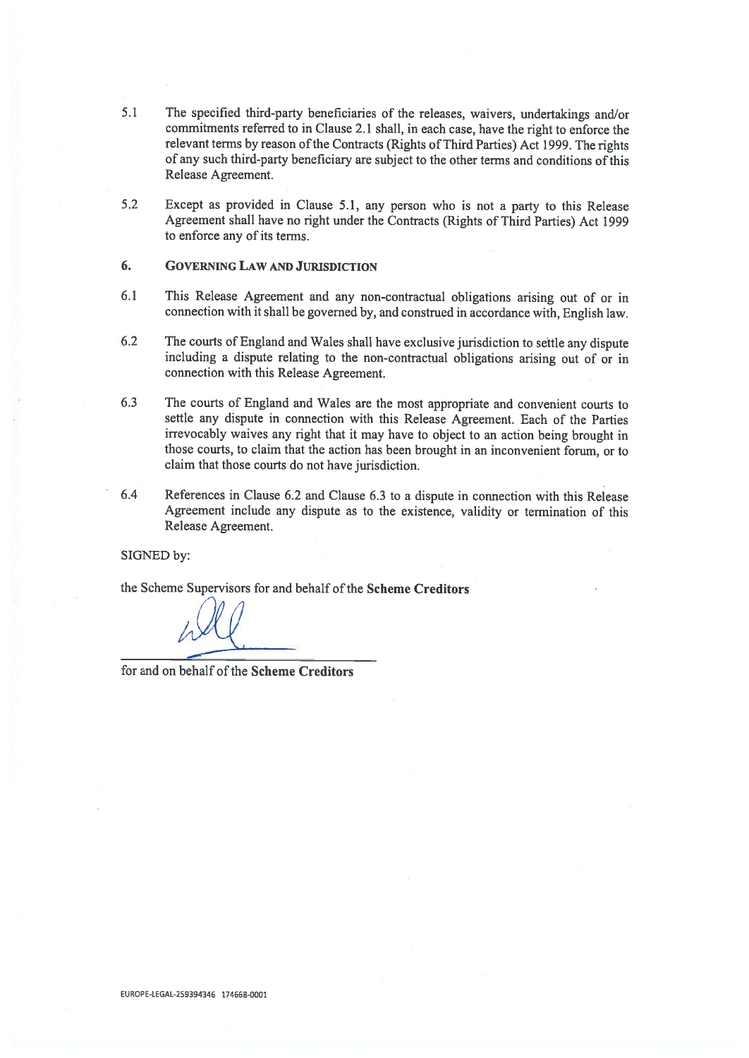5.1 The specified third-party beneficiaries of the releases, waivers, undertakings and/or commitments referred to in Clause 2.1 shall, in each case, have the right to enforce the relevant terms by reason of the Contracts (Rights of Third Parties) Act 1999. The rights of any such third-party beneficiary are subject to the other terms and conditions of this Release Agreement.

5.2 Except as provided in Clause 5.1, any person who is not a party to this Release Agreement shall have no right under the Contracts (Rights of Third Parties) Act 1999 to enforce any of its terms.

## 6. GOVERNING LAW AND JURISDICTION

6.1 This Release Agreement and any non-contractual obligations arising out of or in connection with it shall be governed by, and construed in accordance with, English law.

6.2 The courts of England and Wales shall have exclusive jurisdiction to settle any dispute including a dispute relating to the non-contractual obligations arising out of or in connection with this Release Agreement.

6.3 The courts of England and Wales are the most appropriate and convenient courts to settle any dispute in connection with this Release Agreement. Each of the Parties irrevocably waives any right that it may have to object to an action being brought in those courts, to claim that the action has been brought in an inconvenient forum, or to claim that those courts do not have jurisdiction.

6.4 References in Clause 6.2 and Clause 6.3 to a dispute in connection with this Release Agreement include any dispute as to the existence, validity or termination of this Release Agreement.

SIGNED by:

the Scheme Supervisors for and behalf of the **Scheme Creditors**

\_\_\_\_\_\_\_\_\_\_\_\_\_\_\_\_\_\_\_\_\_\_\_\_\_\_\_\_\_\_

for and on behalf of the **Scheme Creditors**

EUROPE-LEGAL-259394346 174668-0001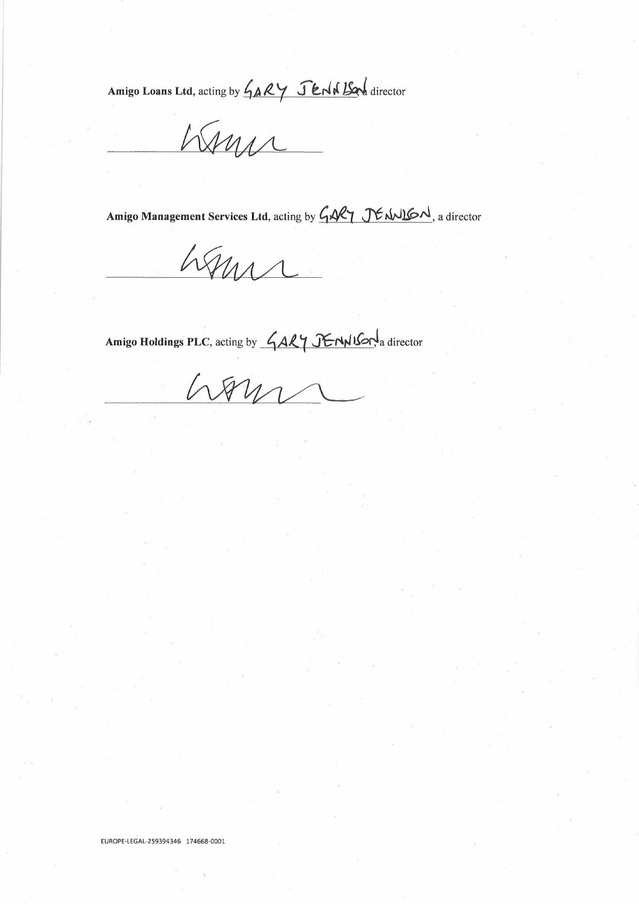**Amigo Loans Ltd**, acting by GARY JENNISON a director

______________________

**Amigo Management Services Ltd**, acting by GARY JENNISON, a director

______________________

**Amigo Holdings PLC**, acting by GARY JENNISON a director

______________________

EUROPE-LEGAL-259394346 174668-0001